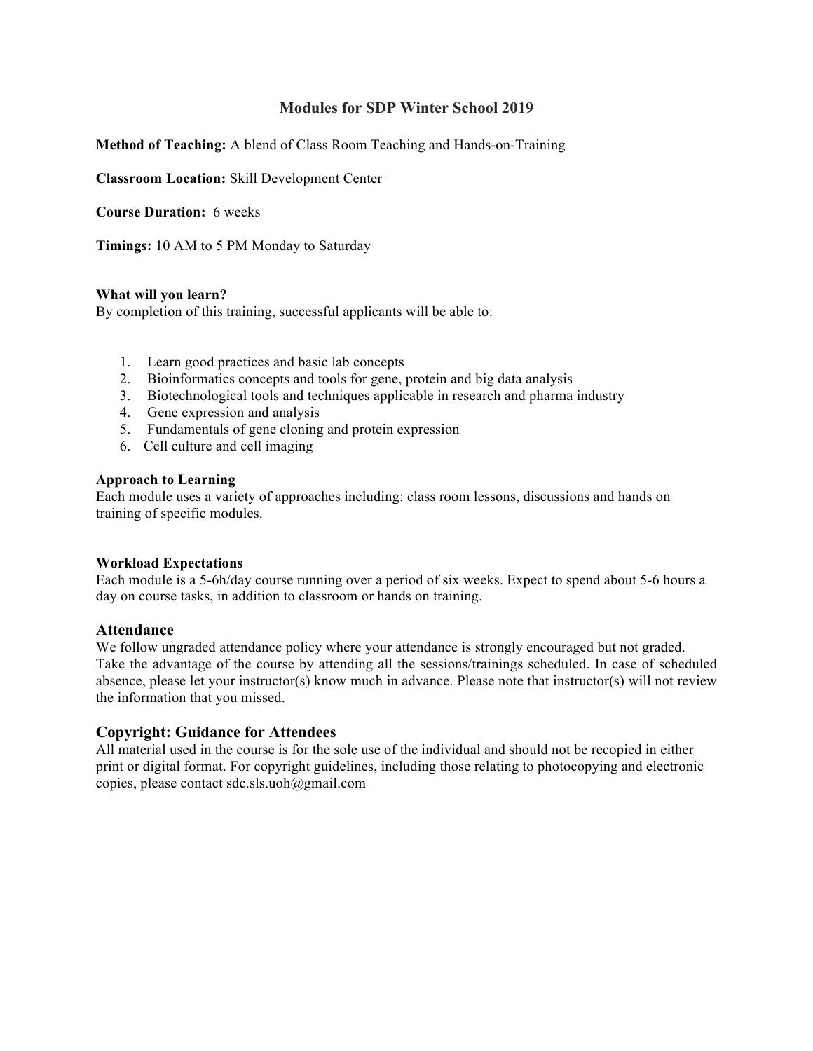# Modules for SDP Winter School 2019

**Method of Teaching:** A blend of Class Room Teaching and Hands-on-Training

**Classroom Location:** Skill Development Center

**Course Duration:** 6 weeks

**Timings:** 10 AM to 5 PM Monday to Saturday

**What will you learn?**
By completion of this training, successful applicants will be able to:

1. Learn good practices and basic lab concepts
2. Bioinformatics concepts and tools for gene, protein and big data analysis
3. Biotechnological tools and techniques applicable in research and pharma industry
4. Gene expression and analysis
5. Fundamentals of gene cloning and protein expression
6. Cell culture and cell imaging

**Approach to Learning**
Each module uses a variety of approaches including: class room lessons, discussions and hands on training of specific modules.

**Workload Expectations**
Each module is a 5-6h/day course running over a period of six weeks. Expect to spend about 5-6 hours a day on course tasks, in addition to classroom or hands on training.

## Attendance

We follow ungraded attendance policy where your attendance is strongly encouraged but not graded. Take the advantage of the course by attending all the sessions/trainings scheduled. In case of scheduled absence, please let your instructor(s) know much in advance. Please note that instructor(s) will not review the information that you missed.

## Copyright: Guidance for Attendees

All material used in the course is for the sole use of the individual and should not be recopied in either print or digital format. For copyright guidelines, including those relating to photocopying and electronic copies, please contact sdc.sls.uoh@gmail.com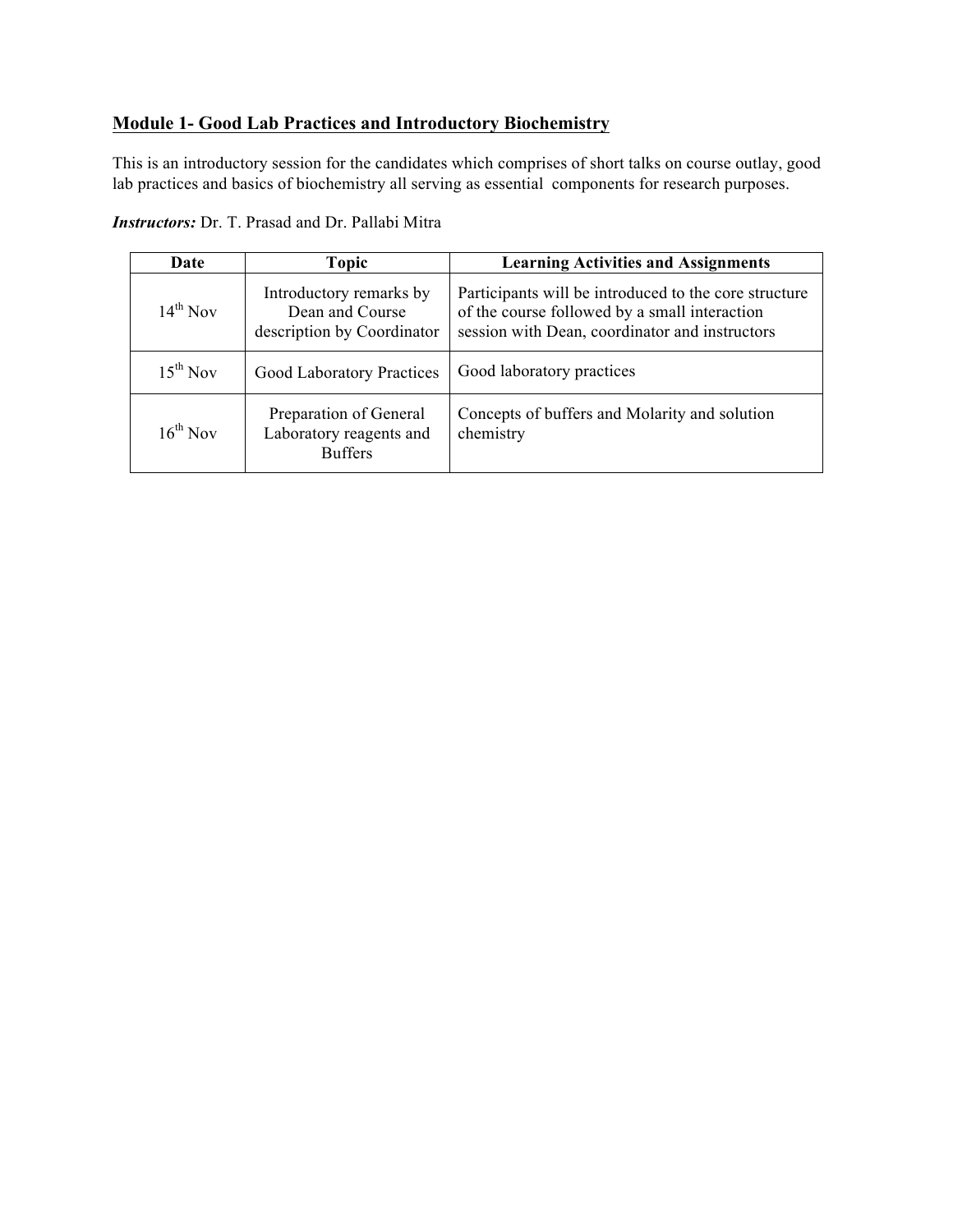## Module 1- Good Lab Practices and Introductory Biochemistry

This is an introductory session for the candidates which comprises of short talks on course outlay, good lab practices and basics of biochemistry all serving as essential components for research purposes.

***Instructors:*** Dr. T. Prasad and Dr. Pallabi Mitra

| Date | Topic | Learning Activities and Assignments |
|---|---|---|
| 14th Nov | Introductory remarks by Dean and Course description by Coordinator | Participants will be introduced to the core structure of the course followed by a small interaction session with Dean, coordinator and instructors |
| 15th Nov | Good Laboratory Practices | Good laboratory practices |
| 16th Nov | Preparation of General Laboratory reagents and Buffers | Concepts of buffers and Molarity and solution chemistry |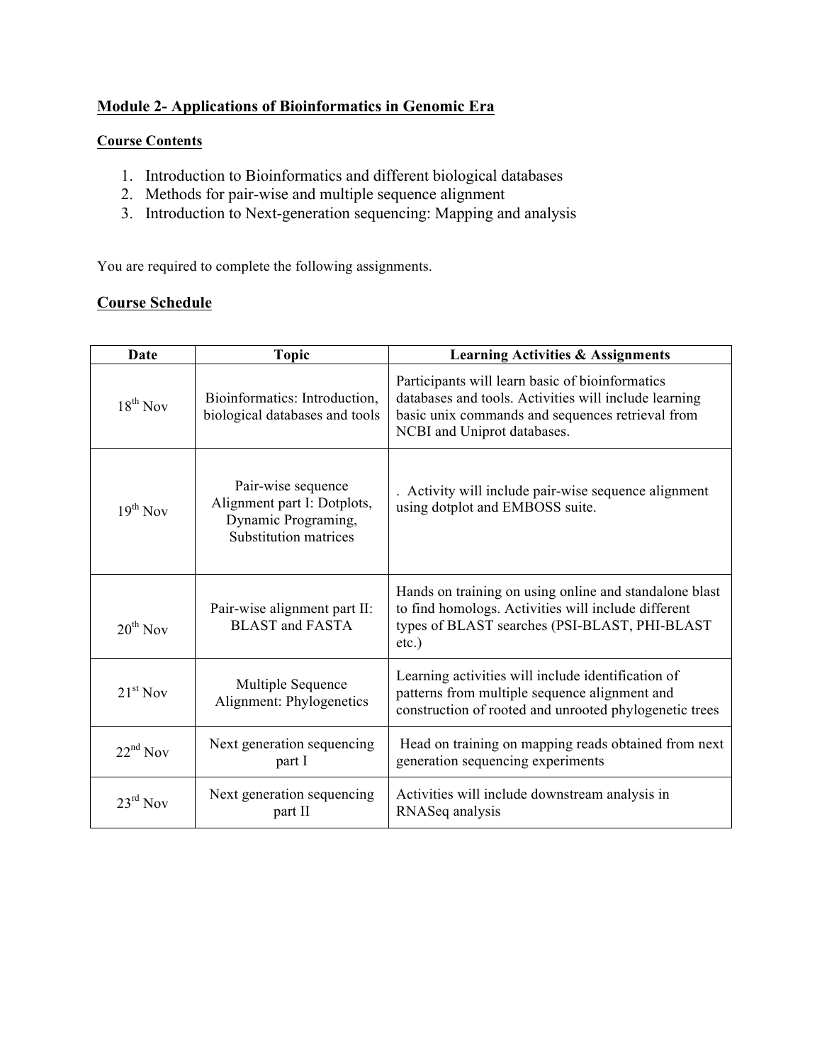## Module 2- Applications of Bioinformatics in Genomic Era

**Course Contents**

1. Introduction to Bioinformatics and different biological databases
2. Methods for pair-wise and multiple sequence alignment
3. Introduction to Next-generation sequencing: Mapping and analysis

You are required to complete the following assignments.

### Course Schedule

| Date | Topic | Learning Activities & Assignments |
| --- | --- | --- |
| 18th Nov | Bioinformatics: Introduction, biological databases and tools | Participants will learn basic of bioinformatics databases and tools. Activities will include learning basic unix commands and sequences retrieval from NCBI and Uniprot databases. |
| 19th Nov | Pair-wise sequence Alignment part I: Dotplots, Dynamic Programing, Substitution matrices | . Activity will include pair-wise sequence alignment using dotplot and EMBOSS suite. |
| 20th Nov | Pair-wise alignment part II: BLAST and FASTA | Hands on training on using online and standalone blast to find homologs. Activities will include different types of BLAST searches (PSI-BLAST, PHI-BLAST etc.) |
| 21st Nov | Multiple Sequence Alignment: Phylogenetics | Learning activities will include identification of patterns from multiple sequence alignment and construction of rooted and unrooted phylogenetic trees |
| 22nd Nov | Next generation sequencing part I | Head on training on mapping reads obtained from next generation sequencing experiments |
| 23rd Nov | Next generation sequencing part II | Activities will include downstream analysis in RNASeq analysis |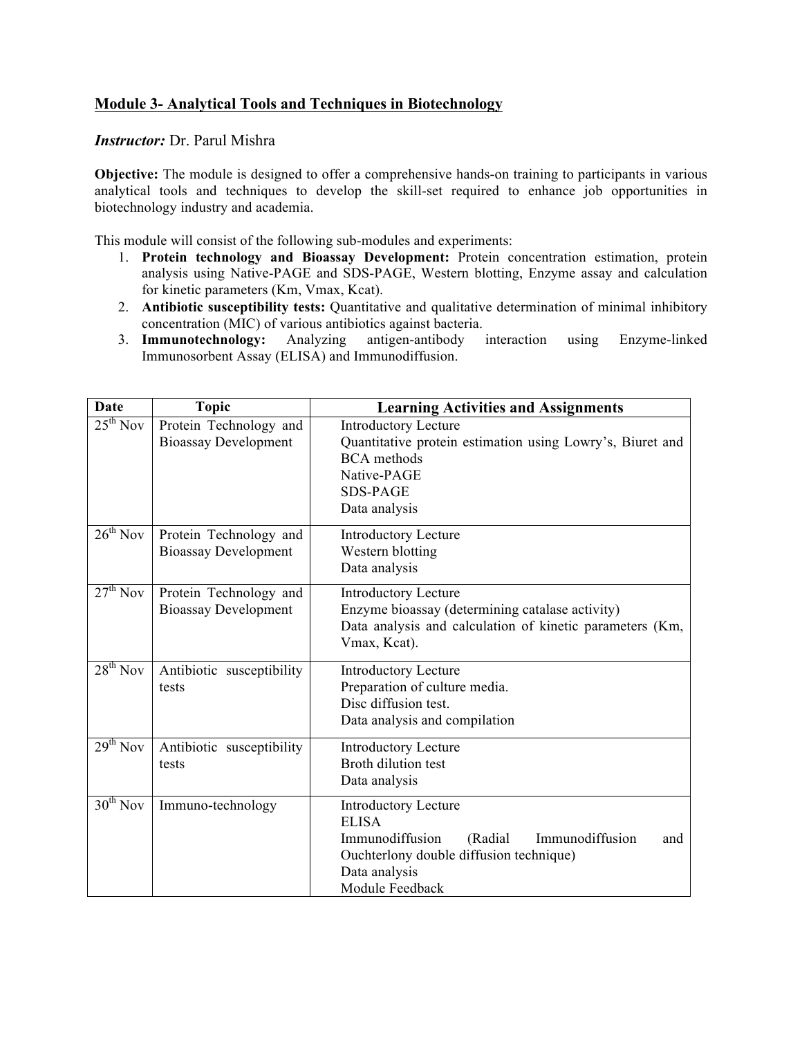## Module 3- Analytical Tools and Techniques in Biotechnology

***Instructor:*** Dr. Parul Mishra

**Objective:** The module is designed to offer a comprehensive hands-on training to participants in various analytical tools and techniques to develop the skill-set required to enhance job opportunities in biotechnology industry and academia.

This module will consist of the following sub-modules and experiments:

1. **Protein technology and Bioassay Development:** Protein concentration estimation, protein analysis using Native-PAGE and SDS-PAGE, Western blotting, Enzyme assay and calculation for kinetic parameters (Km, Vmax, Kcat).
2. **Antibiotic susceptibility tests:** Quantitative and qualitative determination of minimal inhibitory concentration (MIC) of various antibiotics against bacteria.
3. **Immunotechnology:** Analyzing antigen-antibody interaction using Enzyme-linked Immunosorbent Assay (ELISA) and Immunodiffusion.

| Date | Topic | Learning Activities and Assignments |
|---|---|---|
| 25th Nov | Protein Technology and Bioassay Development | Introductory Lecture<br>Quantitative protein estimation using Lowry's, Biuret and BCA methods<br>Native-PAGE<br>SDS-PAGE<br>Data analysis |
| 26th Nov | Protein Technology and Bioassay Development | Introductory Lecture<br>Western blotting<br>Data analysis |
| 27th Nov | Protein Technology and Bioassay Development | Introductory Lecture<br>Enzyme bioassay (determining catalase activity)<br>Data analysis and calculation of kinetic parameters (Km, Vmax, Kcat). |
| 28th Nov | Antibiotic susceptibility tests | Introductory Lecture<br>Preparation of culture media.<br>Disc diffusion test.<br>Data analysis and compilation |
| 29th Nov | Antibiotic susceptibility tests | Introductory Lecture<br>Broth dilution test<br>Data analysis |
| 30th Nov | Immuno-technology | Introductory Lecture<br>ELISA<br>Immunodiffusion (Radial Immunodiffusion and Ouchterlony double diffusion technique)<br>Data analysis<br>Module Feedback |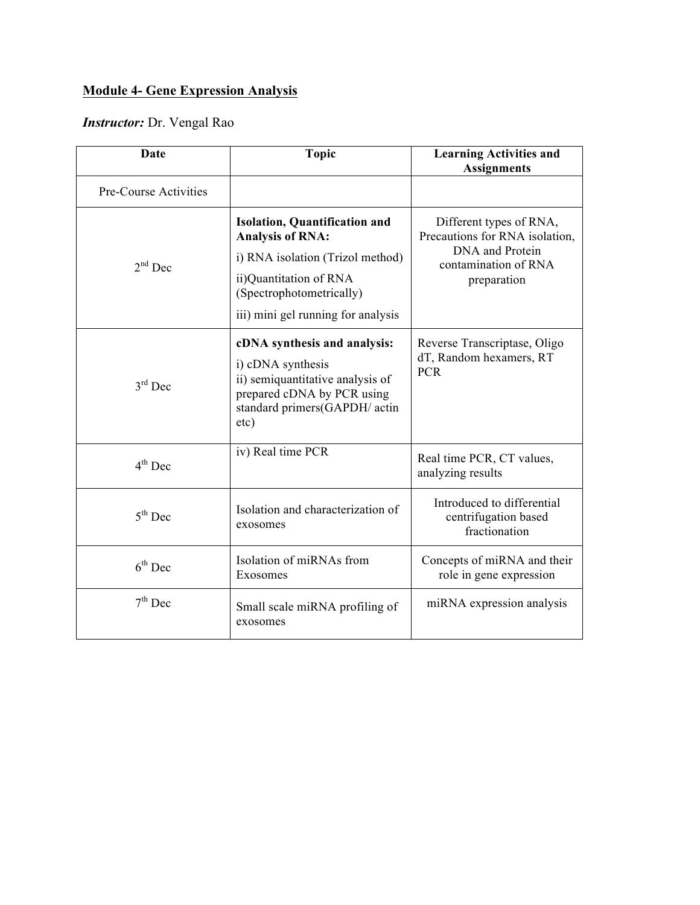## Module 4- Gene Expression Analysis

***Instructor:*** Dr. Vengal Rao

| Date | Topic | Learning Activities and Assignments |
|---|---|---|
| Pre-Course Activities | | |
| 2nd Dec | **Isolation, Quantification and Analysis of RNA:**<br>i) RNA isolation (Trizol method)<br>ii)Quantitation of RNA (Spectrophotometrically)<br>iii) mini gel running for analysis | Different types of RNA, Precautions for RNA isolation, DNA and Protein contamination of RNA preparation |
| 3rd Dec | **cDNA synthesis and analysis:**<br>i) cDNA synthesis<br>ii) semiquantitative analysis of prepared cDNA by PCR using standard primers(GAPDH/ actin etc) | Reverse Transcriptase, Oligo dT, Random hexamers, RT PCR |
| 4th Dec | iv) Real time PCR | Real time PCR, CT values, analyzing results |
| 5th Dec | Isolation and characterization of exosomes | Introduced to differential centrifugation based fractionation |
| 6th Dec | Isolation of miRNAs from Exosomes | Concepts of miRNA and their role in gene expression |
| 7th Dec | Small scale miRNA profiling of exosomes | miRNA expression analysis |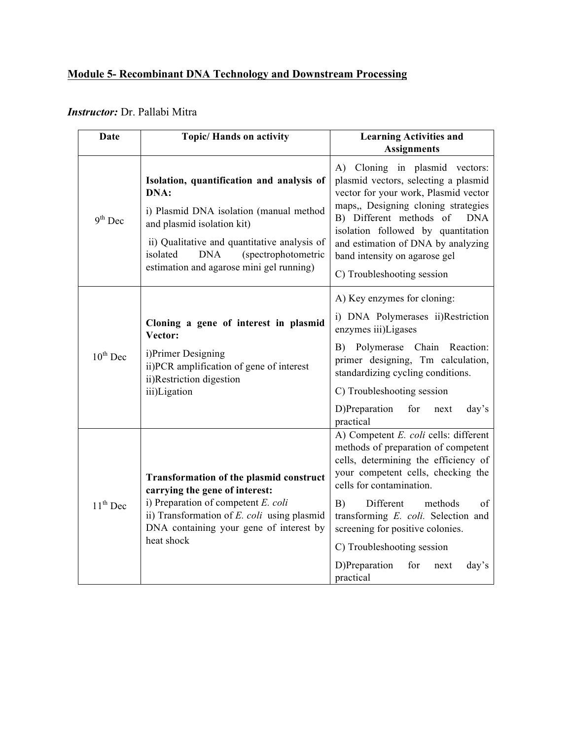**Module 5- Recombinant DNA Technology and Downstream Processing**

***Instructor:*** Dr. Pallabi Mitra

| Date | Topic/ Hands on activity | Learning Activities and Assignments |
|---|---|---|
| 9th Dec | **Isolation, quantification and analysis of DNA:**<br>i) Plasmid DNA isolation (manual method and plasmid isolation kit)<br>ii) Qualitative and quantitative analysis of isolated DNA (spectrophotometric estimation and agarose mini gel running) | A) Cloning in plasmid vectors: plasmid vectors, selecting a plasmid vector for your work, Plasmid vector maps,, Designing cloning strategies B) Different methods of DNA isolation followed by quantitation and estimation of DNA by analyzing band intensity on agarose gel<br>C) Troubleshooting session |
| 10th Dec | **Cloning a gene of interest in plasmid Vector:**<br>i)Primer Designing<br>ii)PCR amplification of gene of interest<br>ii)Restriction digestion<br>iii)Ligation | A) Key enzymes for cloning:<br>i) DNA Polymerases ii)Restriction enzymes iii)Ligases<br>B) Polymerase Chain Reaction: primer designing, Tm calculation, standardizing cycling conditions.<br>C) Troubleshooting session<br>D)Preparation for next day's practical |
| 11th Dec | **Transformation of the plasmid construct carrying the gene of interest:**<br>i) Preparation of competent *E. coli*<br>ii) Transformation of *E. coli* using plasmid DNA containing your gene of interest by heat shock | A) Competent *E. coli* cells: different methods of preparation of competent cells, determining the efficiency of your competent cells, checking the cells for contamination.<br>B) Different methods of transforming *E. coli.* Selection and screening for positive colonies.<br>C) Troubleshooting session<br>D)Preparation for next day's practical |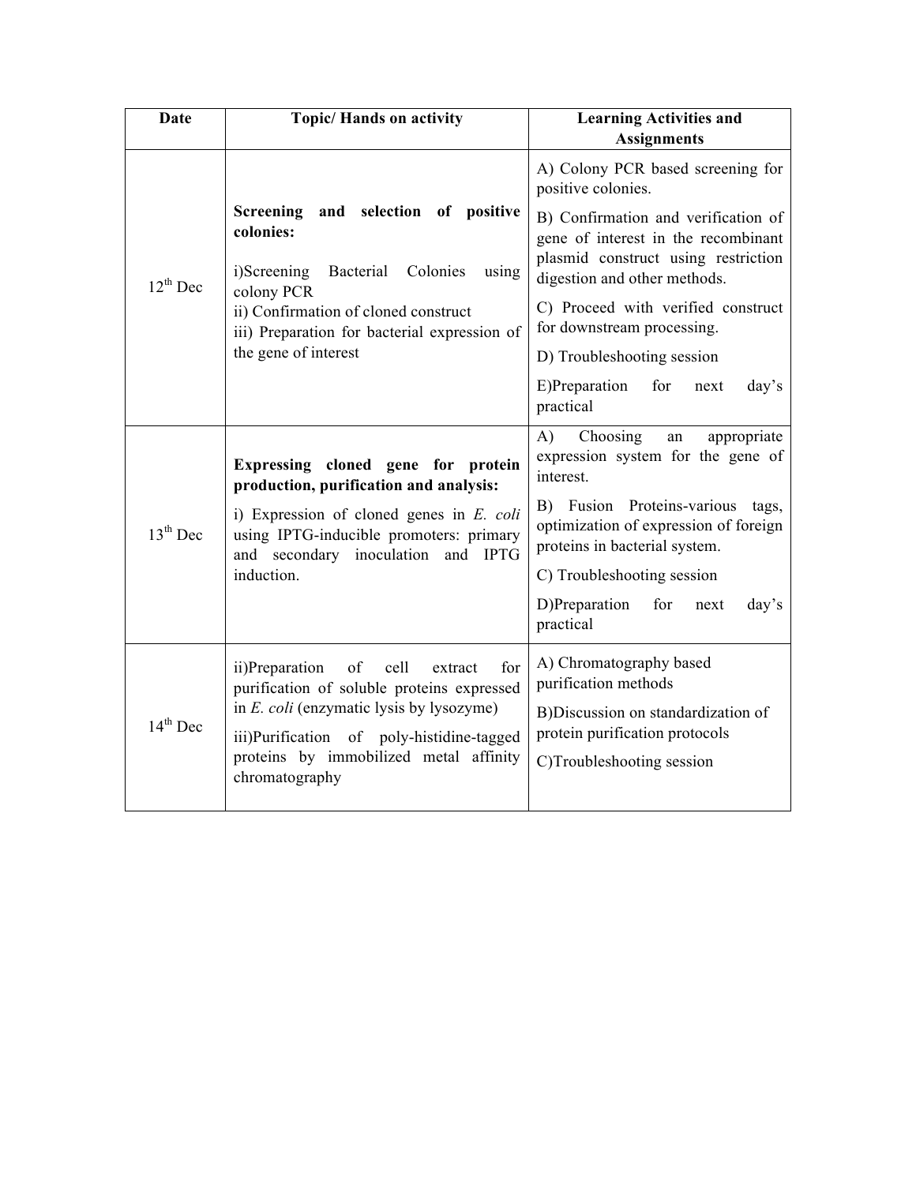| Date | Topic/ Hands on activity | Learning Activities and Assignments |
| --- | --- | --- |
| 12th Dec | **Screening and selection of positive colonies:**<br><br>i)Screening Bacterial Colonies using colony PCR<br>ii) Confirmation of cloned construct<br>iii) Preparation for bacterial expression of the gene of interest | A) Colony PCR based screening for positive colonies.<br><br>B) Confirmation and verification of gene of interest in the recombinant plasmid construct using restriction digestion and other methods.<br><br>C) Proceed with verified construct for downstream processing.<br><br>D) Troubleshooting session<br><br>E)Preparation for next day's practical |
| 13th Dec | **Expressing cloned gene for protein production, purification and analysis:**<br><br>i) Expression of cloned genes in *E. coli* using IPTG-inducible promoters: primary and secondary inoculation and IPTG induction. | A) Choosing an appropriate expression system for the gene of interest.<br><br>B) Fusion Proteins-various tags, optimization of expression of foreign proteins in bacterial system.<br><br>C) Troubleshooting session<br><br>D)Preparation for next day's practical |
| 14th Dec | ii)Preparation of cell extract for purification of soluble proteins expressed in *E. coli* (enzymatic lysis by lysozyme)<br><br>iii)Purification of poly-histidine-tagged proteins by immobilized metal affinity chromatography | A) Chromatography based purification methods<br><br>B)Discussion on standardization of protein purification protocols<br><br>C)Troubleshooting session |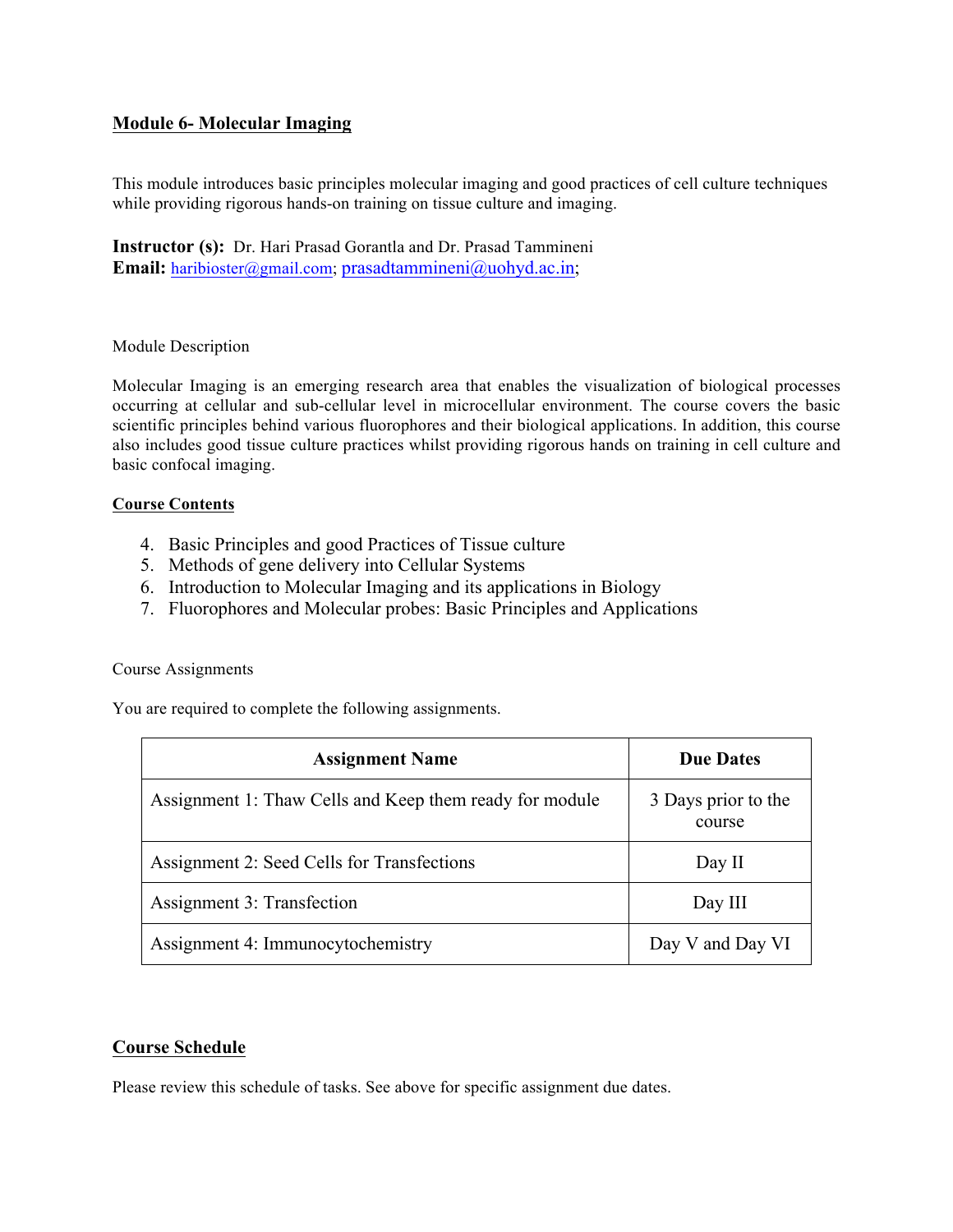## Module 6- Molecular Imaging

This module introduces basic principles molecular imaging and good practices of cell culture techniques while providing rigorous hands-on training on tissue culture and imaging.

**Instructor (s):** Dr. Hari Prasad Gorantla and Dr. Prasad Tammineni
**Email:** haribioster@gmail.com; prasadtammineni@uohyd.ac.in;

Module Description

Molecular Imaging is an emerging research area that enables the visualization of biological processes occurring at cellular and sub-cellular level in microcellular environment. The course covers the basic scientific principles behind various fluorophores and their biological applications. In addition, this course also includes good tissue culture practices whilst providing rigorous hands on training in cell culture and basic confocal imaging.

**Course Contents**

4. Basic Principles and good Practices of Tissue culture
5. Methods of gene delivery into Cellular Systems
6. Introduction to Molecular Imaging and its applications in Biology
7. Fluorophores and Molecular probes: Basic Principles and Applications

Course Assignments

You are required to complete the following assignments.

| Assignment Name | Due Dates |
|---|---|
| Assignment 1: Thaw Cells and Keep them ready for module | 3 Days prior to the course |
| Assignment 2: Seed Cells for Transfections | Day II |
| Assignment 3: Transfection | Day III |
| Assignment 4: Immunocytochemistry | Day V and Day VI |

**Course Schedule**

Please review this schedule of tasks. See above for specific assignment due dates.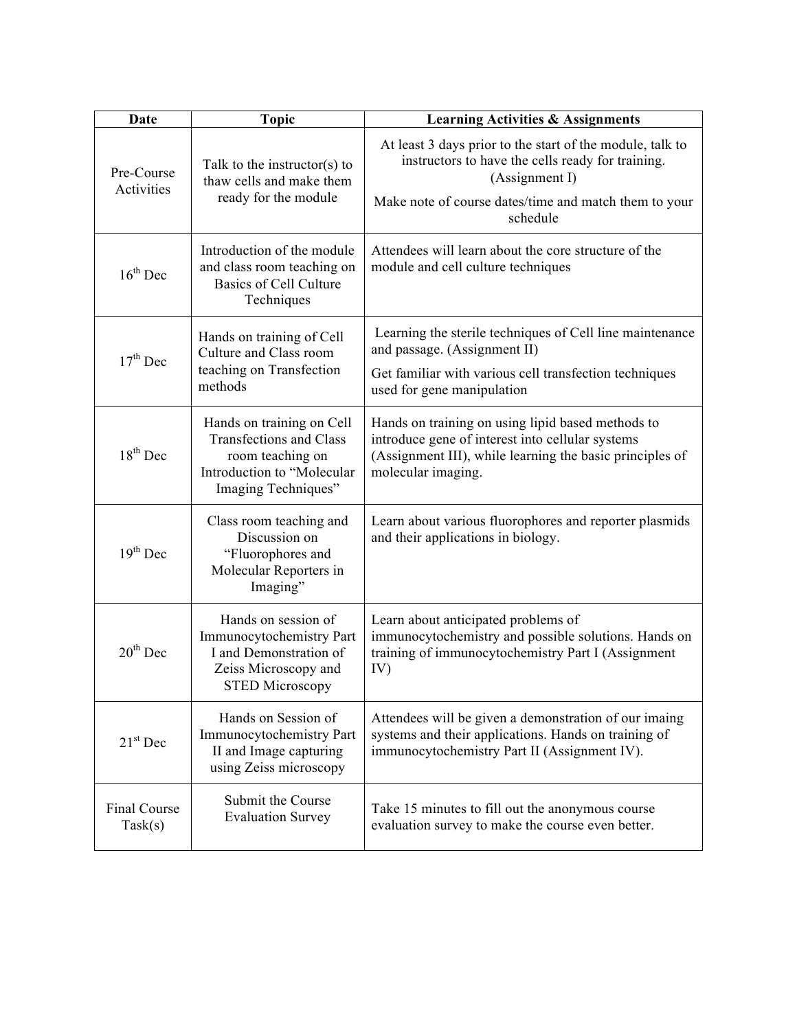| Date | Topic | Learning Activities & Assignments |
|---|---|---|
| Pre-Course Activities | Talk to the instructor(s) to thaw cells and make them ready for the module | At least 3 days prior to the start of the module, talk to instructors to have the cells ready for training. (Assignment I)<br>Make note of course dates/time and match them to your schedule |
| 16th Dec | Introduction of the module and class room teaching on Basics of Cell Culture Techniques | Attendees will learn about the core structure of the module and cell culture techniques |
| 17th Dec | Hands on training of Cell Culture and Class room teaching on Transfection methods | Learning the sterile techniques of Cell line maintenance and passage. (Assignment II)<br>Get familiar with various cell transfection techniques used for gene manipulation |
| 18th Dec | Hands on training on Cell Transfections and Class room teaching on Introduction to "Molecular Imaging Techniques" | Hands on training on using lipid based methods to introduce gene of interest into cellular systems (Assignment III), while learning the basic principles of molecular imaging. |
| 19th Dec | Class room teaching and Discussion on "Fluorophores and Molecular Reporters in Imaging" | Learn about various fluorophores and reporter plasmids and their applications in biology. |
| 20th Dec | Hands on session of Immunocytochemistry Part I and Demonstration of Zeiss Microscopy and STED Microscopy | Learn about anticipated problems of immunocytochemistry and possible solutions. Hands on training of immunocytochemistry Part I (Assignment IV) |
| 21st Dec | Hands on Session of Immunocytochemistry Part II and Image capturing using Zeiss microscopy | Attendees will be given a demonstration of our imaing systems and their applications. Hands on training of immunocytochemistry Part II (Assignment IV). |
| Final Course Task(s) | Submit the Course Evaluation Survey | Take 15 minutes to fill out the anonymous course evaluation survey to make the course even better. |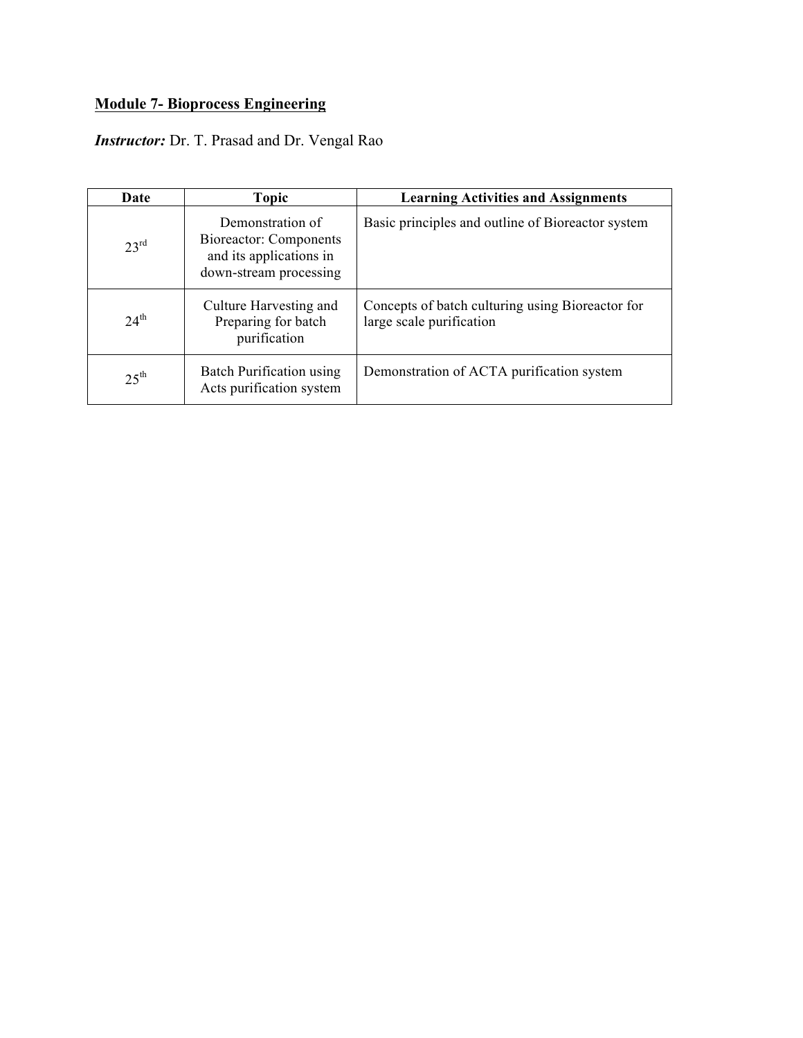**Module 7- Bioprocess Engineering**

***Instructor:*** Dr. T. Prasad and Dr. Vengal Rao

| Date | Topic | Learning Activities and Assignments |
|---|---|---|
| 23rd | Demonstration of Bioreactor: Components and its applications in down-stream processing | Basic principles and outline of Bioreactor system |
| 24th | Culture Harvesting and Preparing for batch purification | Concepts of batch culturing using Bioreactor for large scale purification |
| 25th | Batch Purification using Acts purification system | Demonstration of ACTA purification system |